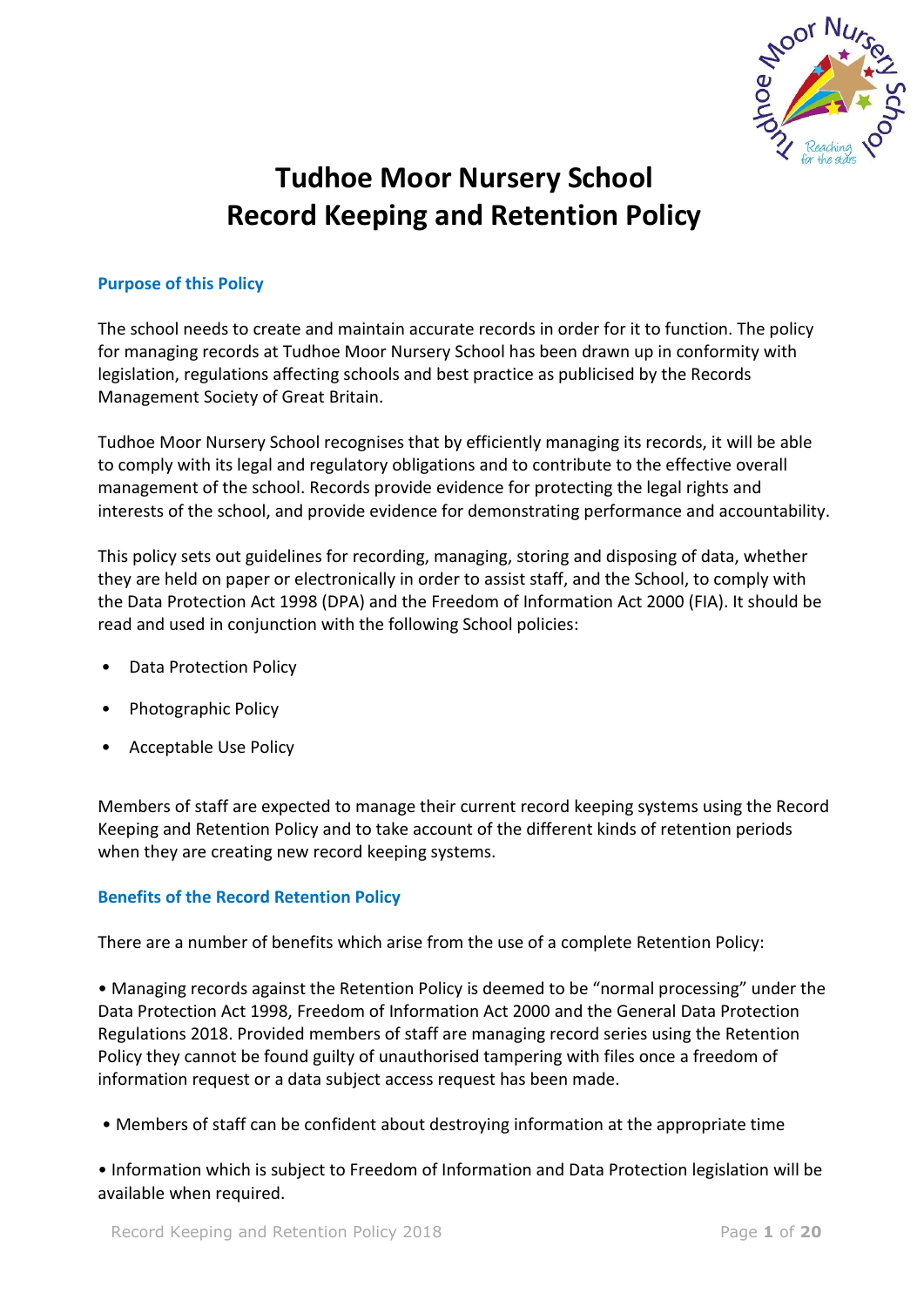# Tudhoe Moor Nursery School
# Record Keeping and Retention Policy

## Purpose of this Policy

The school needs to create and maintain accurate records in order for it to function. The policy for managing records at Tudhoe Moor Nursery School has been drawn up in conformity with legislation, regulations affecting schools and best practice as publicised by the Records Management Society of Great Britain.

Tudhoe Moor Nursery School recognises that by efficiently managing its records, it will be able to comply with its legal and regulatory obligations and to contribute to the effective overall management of the school. Records provide evidence for protecting the legal rights and interests of the school, and provide evidence for demonstrating performance and accountability.

This policy sets out guidelines for recording, managing, storing and disposing of data, whether they are held on paper or electronically in order to assist staff, and the School, to comply with the Data Protection Act 1998 (DPA) and the Freedom of Information Act 2000 (FIA). It should be read and used in conjunction with the following School policies:

- Data Protection Policy
- Photographic Policy
- Acceptable Use Policy

Members of staff are expected to manage their current record keeping systems using the Record Keeping and Retention Policy and to take account of the different kinds of retention periods when they are creating new record keeping systems.

## Benefits of the Record Retention Policy

There are a number of benefits which arise from the use of a complete Retention Policy:

- Managing records against the Retention Policy is deemed to be "normal processing" under the Data Protection Act 1998, Freedom of Information Act 2000 and the General Data Protection Regulations 2018. Provided members of staff are managing record series using the Retention Policy they cannot be found guilty of unauthorised tampering with files once a freedom of information request or a data subject access request has been made.

- Members of staff can be confident about destroying information at the appropriate time

- Information which is subject to Freedom of Information and Data Protection legislation will be available when required.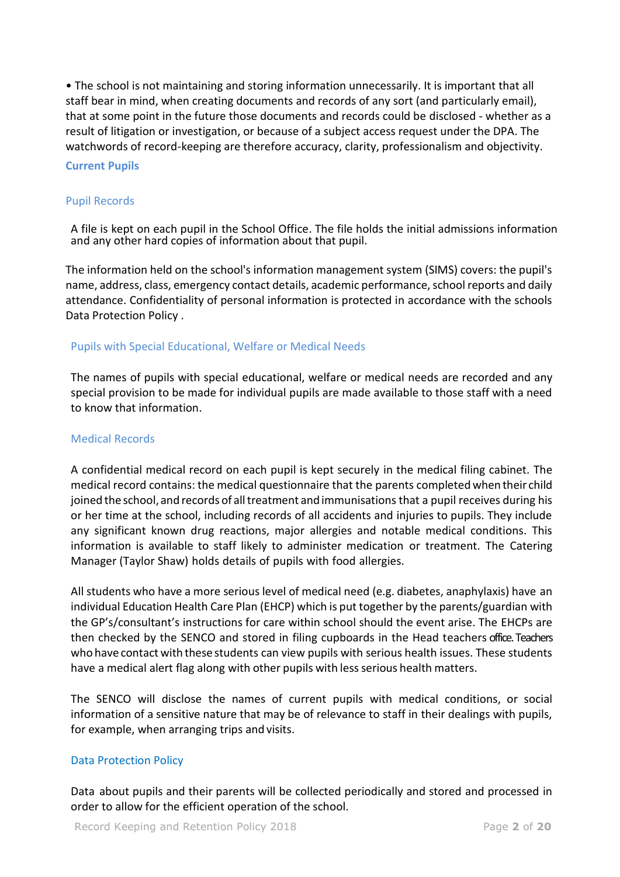- The school is not maintaining and storing information unnecessarily. It is important that all staff bear in mind, when creating documents and records of any sort (and particularly email), that at some point in the future those documents and records could be disclosed - whether as a result of litigation or investigation, or because of a subject access request under the DPA. The watchwords of record-keeping are therefore accuracy, clarity, professionalism and objectivity.

## Current Pupils

### Pupil Records

A file is kept on each pupil in the School Office. The file holds the initial admissions information and any other hard copies of information about that pupil.

The information held on the school's information management system (SIMS) covers: the pupil's name, address, class, emergency contact details, academic performance, school reports and daily attendance. Confidentiality of personal information is protected in accordance with the schools Data Protection Policy .

### Pupils with Special Educational, Welfare or Medical Needs

The names of pupils with special educational, welfare or medical needs are recorded and any special provision to be made for individual pupils are made available to those staff with a need to know that information.

### Medical Records

A confidential medical record on each pupil is kept securely in the medical filing cabinet. The medical record contains: the medical questionnaire that the parents completed when their child joined the school, and records of all treatment and immunisations that a pupil receives during his or her time at the school, including records of all accidents and injuries to pupils. They include any significant known drug reactions, major allergies and notable medical conditions. This information is available to staff likely to administer medication or treatment. The Catering Manager (Taylor Shaw) holds details of pupils with food allergies.

All students who have a more serious level of medical need (e.g. diabetes, anaphylaxis) have an individual Education Health Care Plan (EHCP) which is put together by the parents/guardian with the GP's/consultant's instructions for care within school should the event arise. The EHCPs are then checked by the SENCO and stored in filing cupboards in the Head teachers office. Teachers who have contact with these students can view pupils with serious health issues. These students have a medical alert flag along with other pupils with less serious health matters.

The SENCO will disclose the names of current pupils with medical conditions, or social information of a sensitive nature that may be of relevance to staff in their dealings with pupils, for example, when arranging trips and visits.

### Data Protection Policy

Data about pupils and their parents will be collected periodically and stored and processed in order to allow for the efficient operation of the school.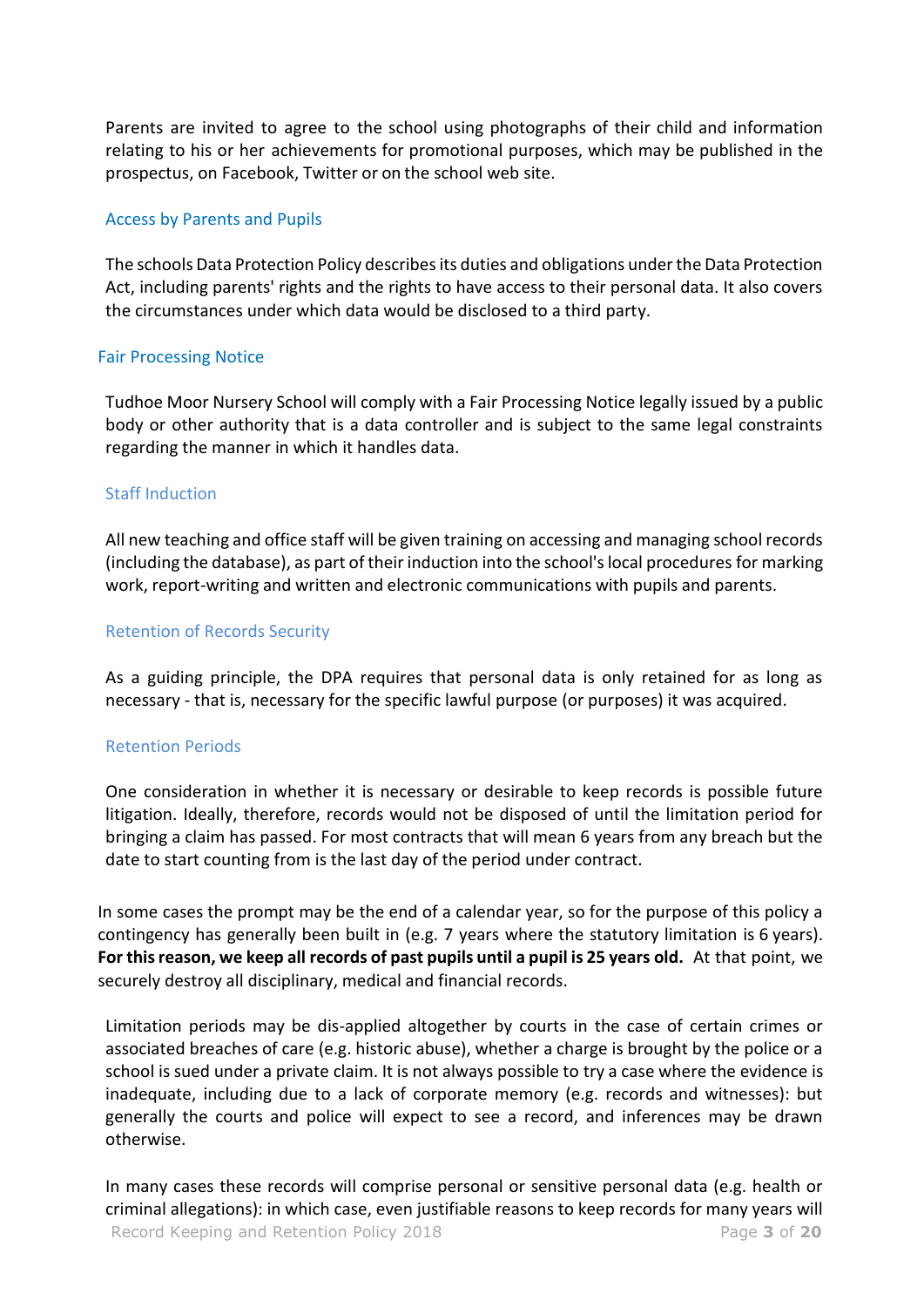Parents are invited to agree to the school using photographs of their child and information relating to his or her achievements for promotional purposes, which may be published in the prospectus, on Facebook, Twitter or on the school web site.

### Access by Parents and Pupils

The schools Data Protection Policy describes its duties and obligations under the Data Protection Act, including parents' rights and the rights to have access to their personal data. It also covers the circumstances under which data would be disclosed to a third party.

### Fair Processing Notice

Tudhoe Moor Nursery School will comply with a Fair Processing Notice legally issued by a public body or other authority that is a data controller and is subject to the same legal constraints regarding the manner in which it handles data.

### Staff Induction

All new teaching and office staff will be given training on accessing and managing school records (including the database), as part of their induction into the school's local procedures for marking work, report-writing and written and electronic communications with pupils and parents.

### Retention of Records Security

As a guiding principle, the DPA requires that personal data is only retained for as long as necessary - that is, necessary for the specific lawful purpose (or purposes) it was acquired.

### Retention Periods

One consideration in whether it is necessary or desirable to keep records is possible future litigation. Ideally, therefore, records would not be disposed of until the limitation period for bringing a claim has passed. For most contracts that will mean 6 years from any breach but the date to start counting from is the last day of the period under contract.

In some cases the prompt may be the end of a calendar year, so for the purpose of this policy a contingency has generally been built in (e.g. 7 years where the statutory limitation is 6 years). **For this reason, we keep all records of past pupils until a pupil is 25 years old.** At that point, we securely destroy all disciplinary, medical and financial records.

Limitation periods may be dis-applied altogether by courts in the case of certain crimes or associated breaches of care (e.g. historic abuse), whether a charge is brought by the police or a school is sued under a private claim. It is not always possible to try a case where the evidence is inadequate, including due to a lack of corporate memory (e.g. records and witnesses): but generally the courts and police will expect to see a record, and inferences may be drawn otherwise.

In many cases these records will comprise personal or sensitive personal data (e.g. health or criminal allegations): in which case, even justifiable reasons to keep records for many years will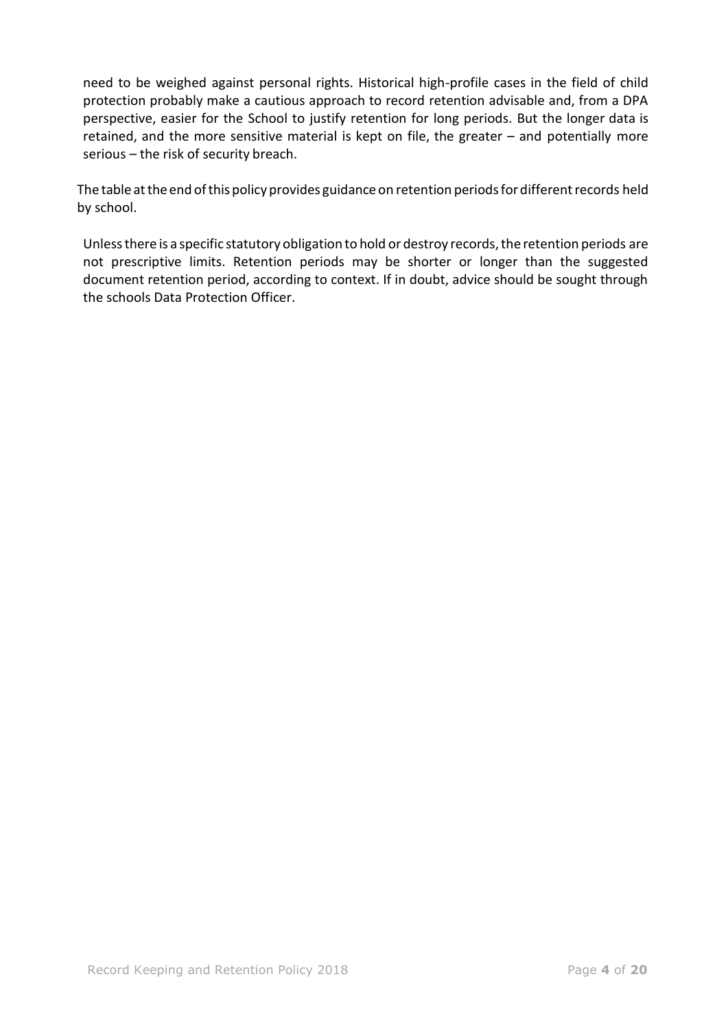need to be weighed against personal rights. Historical high-profile cases in the field of child protection probably make a cautious approach to record retention advisable and, from a DPA perspective, easier for the School to justify retention for long periods. But the longer data is retained, and the more sensitive material is kept on file, the greater – and potentially more serious – the risk of security breach.

The table at the end of this policy provides guidance on retention periods for different records held by school.

Unless there is a specific statutory obligation to hold or destroy records, the retention periods are not prescriptive limits. Retention periods may be shorter or longer than the suggested document retention period, according to context. If in doubt, advice should be sought through the schools Data Protection Officer.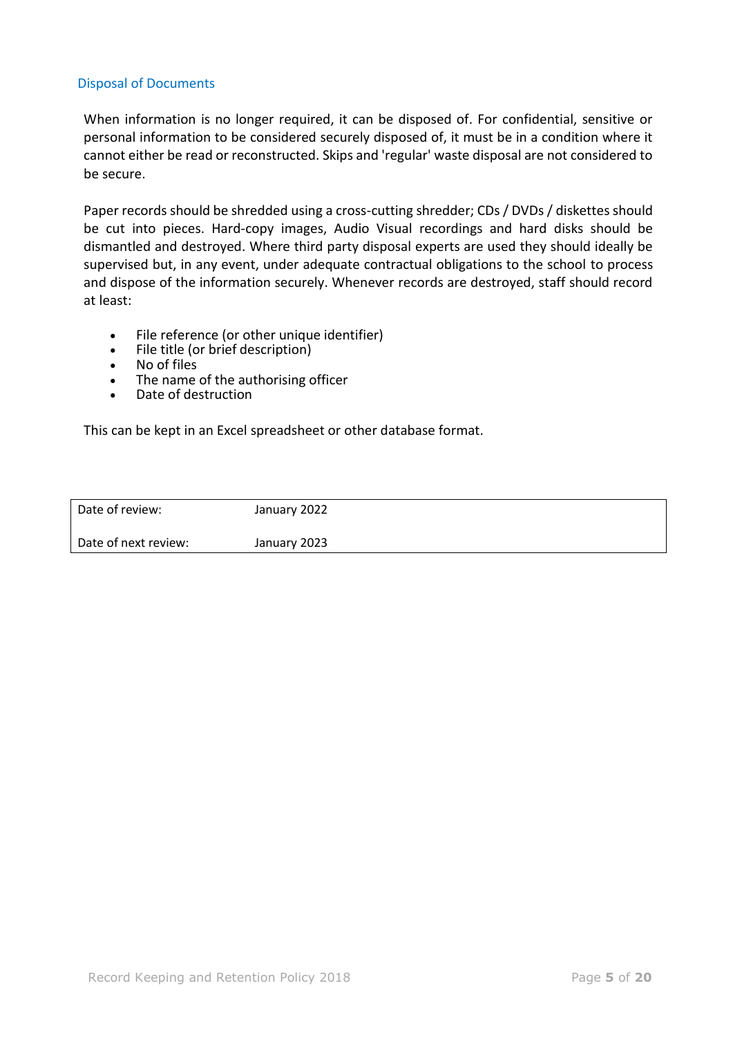## Disposal of Documents

When information is no longer required, it can be disposed of. For confidential, sensitive or personal information to be considered securely disposed of, it must be in a condition where it cannot either be read or reconstructed. Skips and 'regular' waste disposal are not considered to be secure.

Paper records should be shredded using a cross-cutting shredder; CDs / DVDs / diskettes should be cut into pieces. Hard-copy images, Audio Visual recordings and hard disks should be dismantled and destroyed. Where third party disposal experts are used they should ideally be supervised but, in any event, under adequate contractual obligations to the school to process and dispose of the information securely. Whenever records are destroyed, staff should record at least:

- File reference (or other unique identifier)
- File title (or brief description)
- No of files
- The name of the authorising officer
- Date of destruction

This can be kept in an Excel spreadsheet or other database format.

| Date of review: | January 2022 |
|---|---|
| Date of next review: | January 2023 |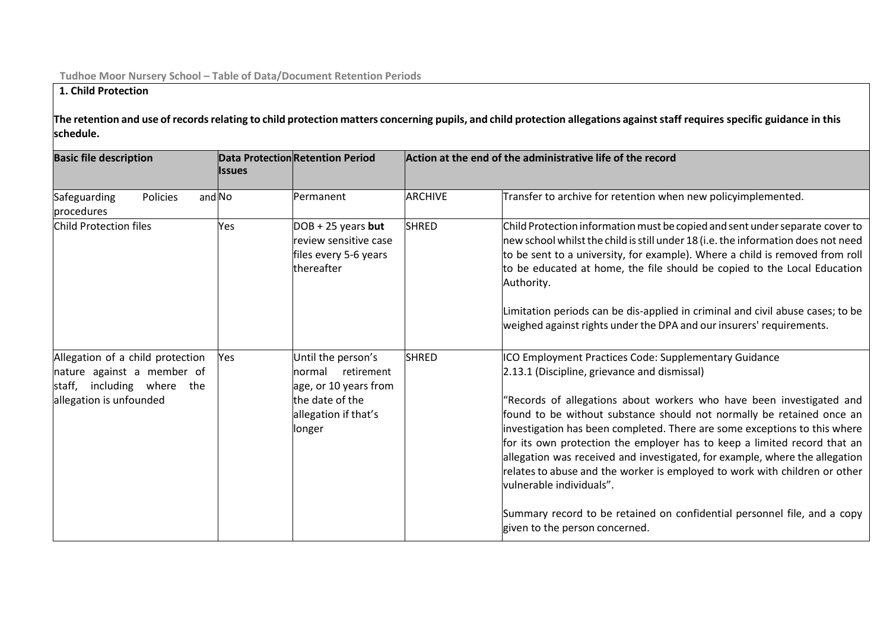Tudhoe Moor Nursery School – Table of Data/Document Retention Periods

## 1. Child Protection

**The retention and use of records relating to child protection matters concerning pupils, and child protection allegations against staff requires specific guidance in this schedule.**

| Basic file description | Data Protection Issues | Retention Period | Action at the end of the administrative life of the record | |
|---|---|---|---|---|
| Safeguarding Policies and procedures | No | Permanent | ARCHIVE | Transfer to archive for retention when new policyimplemented. |
| Child Protection files | Yes | DOB + 25 years **but** review sensitive case files every 5-6 years thereafter | SHRED | Child Protection information must be copied and sent under separate cover to new school whilst the child is still under 18 (i.e. the information does not need to be sent to a university, for example). Where a child is removed from roll to be educated at home, the file should be copied to the Local Education Authority.<br><br>Limitation periods can be dis-applied in criminal and civil abuse cases; to be weighed against rights under the DPA and our insurers' requirements. |
| Allegation of a child protection nature against a member of staff, including where the allegation is unfounded | Yes | Until the person's normal retirement age, or 10 years from the date of the allegation if that's longer | SHRED | ICO Employment Practices Code: Supplementary Guidance 2.13.1 (Discipline, grievance and dismissal)<br><br>"Records of allegations about workers who have been investigated and found to be without substance should not normally be retained once an investigation has been completed. There are some exceptions to this where for its own protection the employer has to keep a limited record that an allegation was received and investigated, for example, where the allegation relates to abuse and the worker is employed to work with children or other vulnerable individuals".<br><br>Summary record to be retained on confidential personnel file, and a copy given to the person concerned. |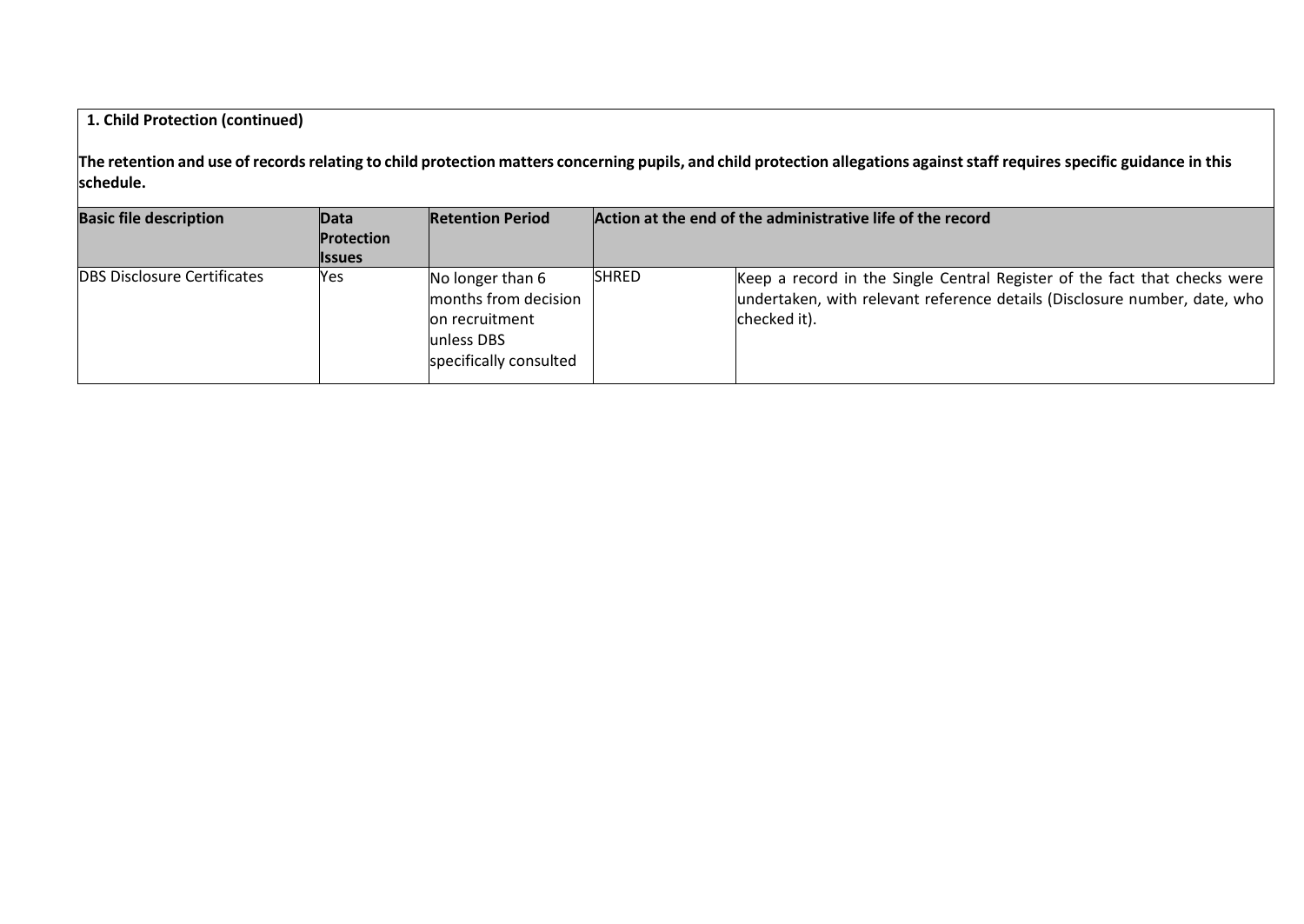**1. Child Protection (continued)**

**The retention and use of records relating to child protection matters concerning pupils, and child protection allegations against staff requires specific guidance in this schedule.**

| Basic file description | Data Protection Issues | Retention Period | Action at the end of the administrative life of the record | |
|---|---|---|---|---|
| DBS Disclosure Certificates | Yes | No longer than 6 months from decision on recruitment unless DBS specifically consulted | SHRED | Keep a record in the Single Central Register of the fact that checks were undertaken, with relevant reference details (Disclosure number, date, who checked it). |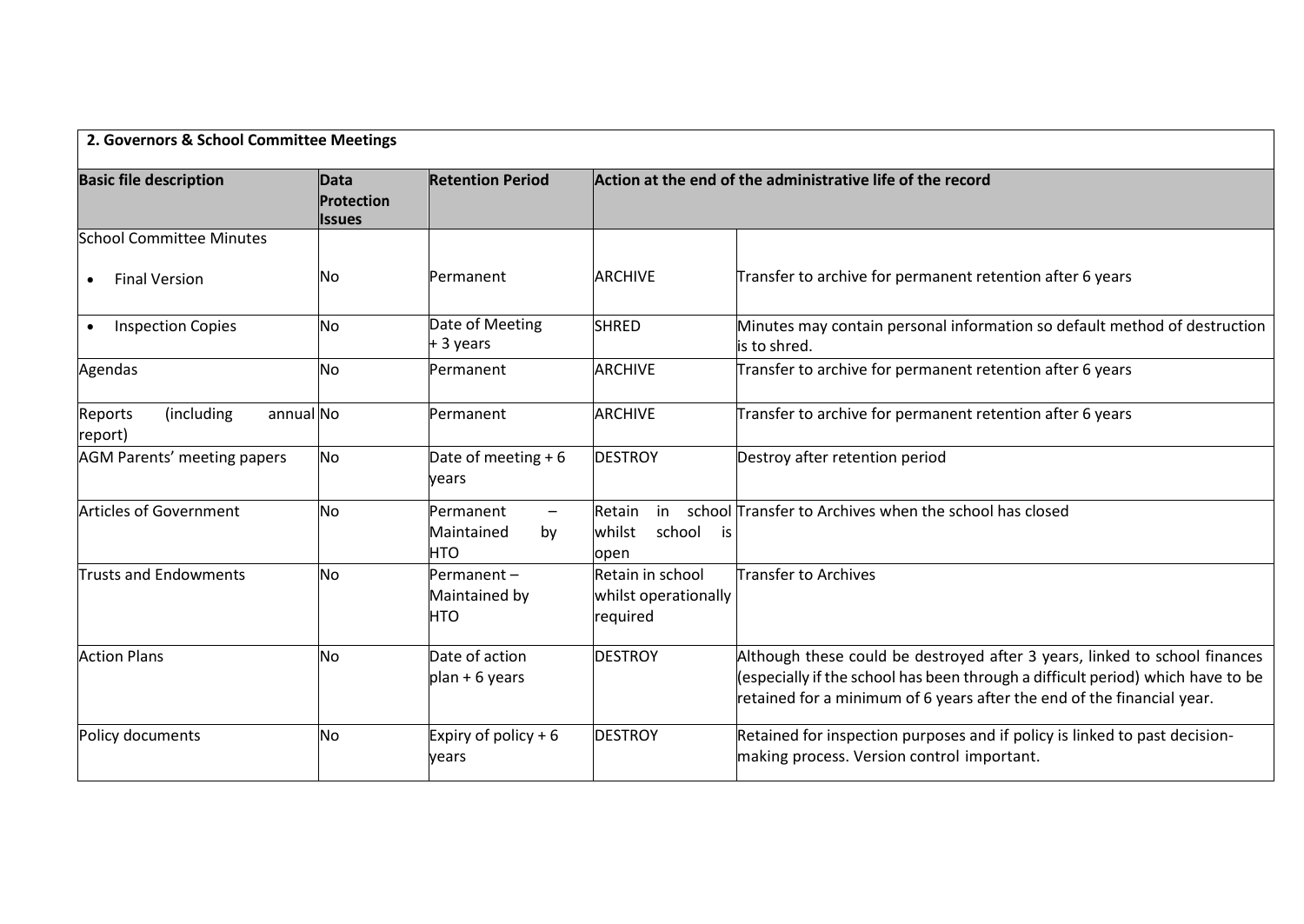| 2. Governors & School Committee Meetings | | | | |
|---|---|---|---|---|
| **Basic file description** | **Data Protection Issues** | **Retention Period** | **Action at the end of the administrative life of the record** | |
| School Committee Minutes | | | | |
| • Final Version | No | Permanent | ARCHIVE | Transfer to archive for permanent retention after 6 years |
| • Inspection Copies | No | Date of Meeting + 3 years | SHRED | Minutes may contain personal information so default method of destruction is to shred. |
| Agendas | No | Permanent | ARCHIVE | Transfer to archive for permanent retention after 6 years |
| Reports (including annual report) | No | Permanent | ARCHIVE | Transfer to archive for permanent retention after 6 years |
| AGM Parents' meeting papers | No | Date of meeting + 6 years | DESTROY | Destroy after retention period |
| Articles of Government | No | Permanent – Maintained by HTO | Retain in school whilst school is open | Transfer to Archives when the school has closed |
| Trusts and Endowments | No | Permanent – Maintained by HTO | Retain in school whilst operationally required | Transfer to Archives |
| Action Plans | No | Date of action plan + 6 years | DESTROY | Although these could be destroyed after 3 years, linked to school finances (especially if the school has been through a difficult period) which have to be retained for a minimum of 6 years after the end of the financial year. |
| Policy documents | No | Expiry of policy + 6 years | DESTROY | Retained for inspection purposes and if policy is linked to past decision-making process. Version control important. |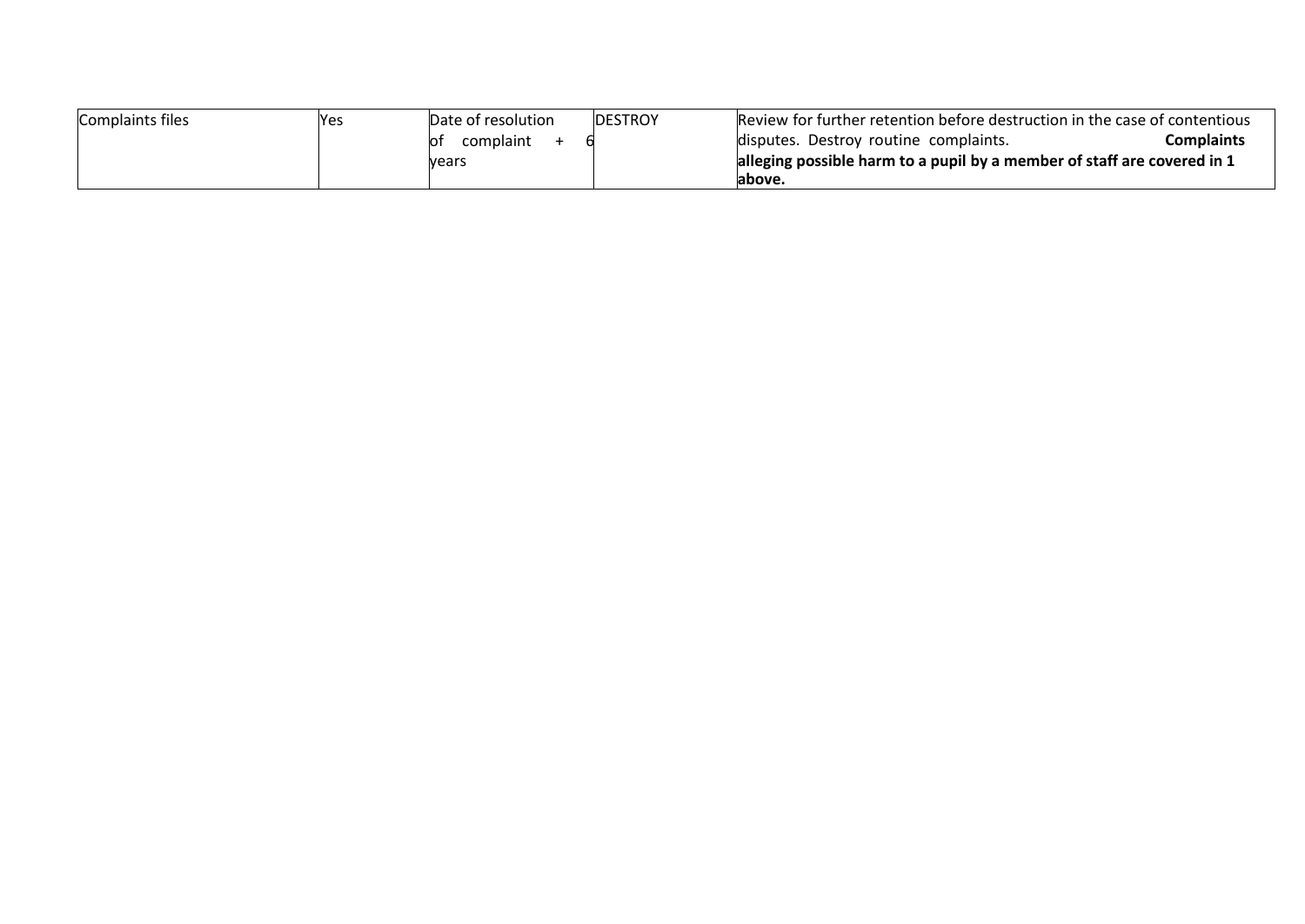| | | | | |
|---|---|---|---|---|
| Complaints files | Yes | Date of resolution of complaint + 6 years | DESTROY | Review for further retention before destruction in the case of contentious disputes. Destroy routine complaints. **Complaints alleging possible harm to a pupil by a member of staff are covered in 1 above.** |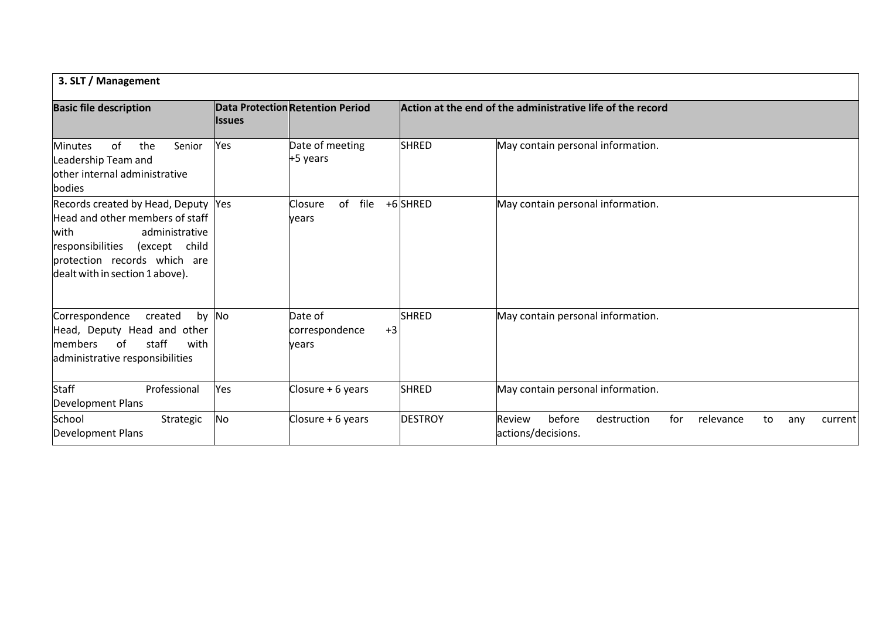| 3. SLT / Management | | | | |
|---|---|---|---|---|
| **Basic file description** | **Data Protection Issues** | **Retention Period** | **Action at the end of the administrative life of the record** | |
| Minutes of the Senior Leadership Team and other internal administrative bodies | Yes | Date of meeting +5 years | SHRED | May contain personal information. |
| Records created by Head, Deputy Head and other members of staff with administrative responsibilities (except child protection records which are dealt with in section 1 above). | Yes | Closure of file +6 years | SHRED | May contain personal information. |
| Correspondence created by Head, Deputy Head and other members of staff with administrative responsibilities | No | Date of correspondence +3 years | SHRED | May contain personal information. |
| Staff Professional Development Plans | Yes | Closure + 6 years | SHRED | May contain personal information. |
| School Strategic Development Plans | No | Closure + 6 years | DESTROY | Review before destruction for relevance to any current actions/decisions. |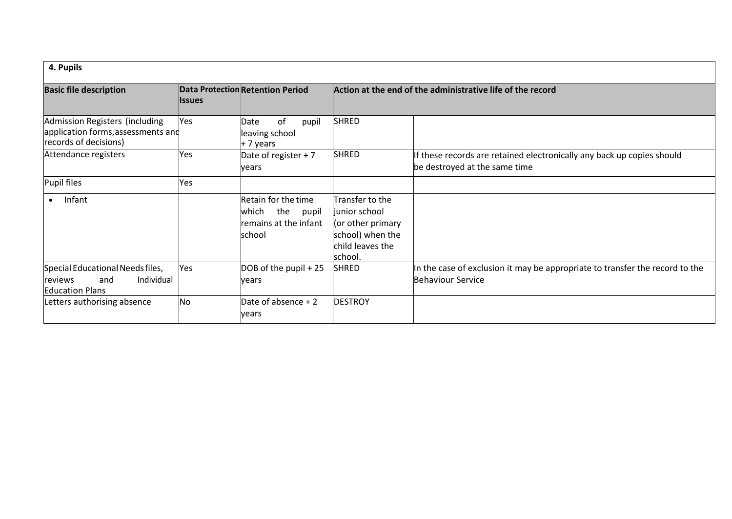| 4. Pupils | | | | |
|---|---|---|---|---|
| **Basic file description** | **Data Protection Issues** | **Retention Period** | **Action at the end of the administrative life of the record** | |
| Admission Registers (including application forms, assessments and records of decisions) | Yes | Date of pupil leaving school + 7 years | SHRED | |
| Attendance registers | Yes | Date of register + 7 years | SHRED | If these records are retained electronically any back up copies should be destroyed at the same time |
| Pupil files | Yes | | | |
| • Infant | | Retain for the time which the pupil remains at the infant school | Transfer to the junior school (or other primary school) when the child leaves the school. | |
| Special Educational Needs files, reviews and Individual Education Plans | Yes | DOB of the pupil + 25 years | SHRED | In the case of exclusion it may be appropriate to transfer the record to the Behaviour Service |
| Letters authorising absence | No | Date of absence + 2 years | DESTROY | |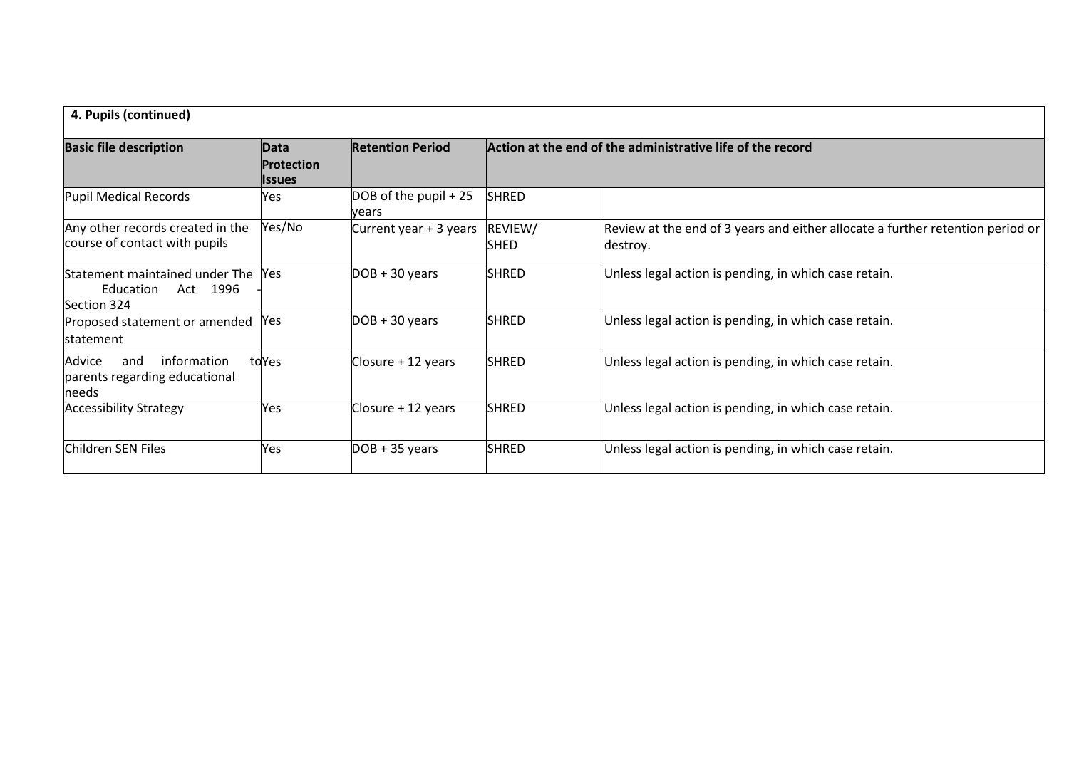| 4. Pupils (continued) | | | | |
|---|---|---|---|---|
| **Basic file description** | **Data Protection Issues** | **Retention Period** | **Action at the end of the administrative life of the record** | |
| Pupil Medical Records | Yes | DOB of the pupil + 25 years | SHRED | |
| Any other records created in the course of contact with pupils | Yes/No | Current year + 3 years | REVIEW/ SHED | Review at the end of 3 years and either allocate a further retention period or destroy. |
| Statement maintained under The Education Act 1996 - Section 324 | Yes | DOB + 30 years | SHRED | Unless legal action is pending, in which case retain. |
| Proposed statement or amended statement | Yes | DOB + 30 years | SHRED | Unless legal action is pending, in which case retain. |
| Advice and information to parents regarding educational needs | Yes | Closure + 12 years | SHRED | Unless legal action is pending, in which case retain. |
| Accessibility Strategy | Yes | Closure + 12 years | SHRED | Unless legal action is pending, in which case retain. |
| Children SEN Files | Yes | DOB + 35 years | SHRED | Unless legal action is pending, in which case retain. |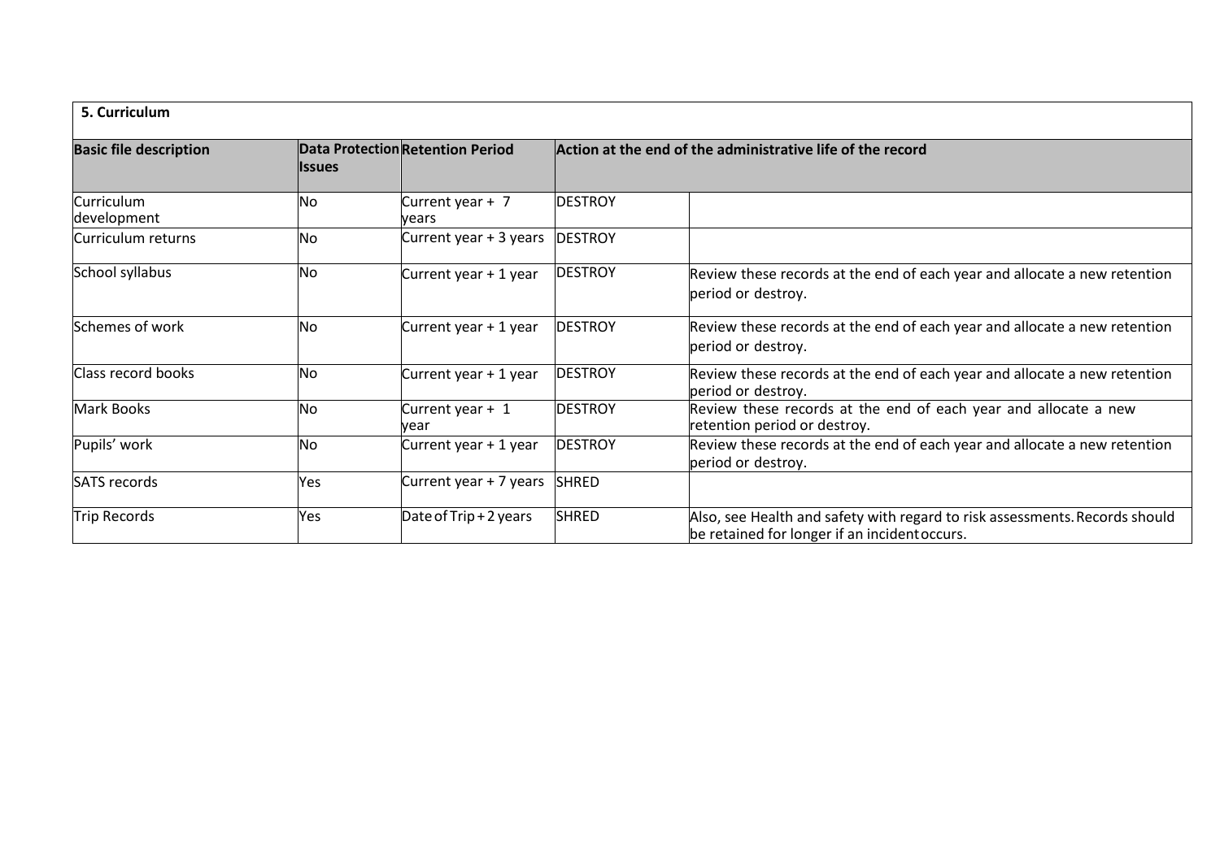| 5. Curriculum | | | | |
|---|---|---|---|---|
| **Basic file description** | **Data Protection Issues** | **Retention Period** | **Action at the end of the administrative life of the record** | |
| Curriculum development | No | Current year + 7 years | DESTROY | |
| Curriculum returns | No | Current year + 3 years | DESTROY | |
| School syllabus | No | Current year + 1 year | DESTROY | Review these records at the end of each year and allocate a new retention period or destroy. |
| Schemes of work | No | Current year + 1 year | DESTROY | Review these records at the end of each year and allocate a new retention period or destroy. |
| Class record books | No | Current year + 1 year | DESTROY | Review these records at the end of each year and allocate a new retention period or destroy. |
| Mark Books | No | Current year + 1 year | DESTROY | Review these records at the end of each year and allocate a new retention period or destroy. |
| Pupils' work | No | Current year + 1 year | DESTROY | Review these records at the end of each year and allocate a new retention period or destroy. |
| SATS records | Yes | Current year + 7 years | SHRED | |
| Trip Records | Yes | Date of Trip + 2 years | SHRED | Also, see Health and safety with regard to risk assessments. Records should be retained for longer if an incident occurs. |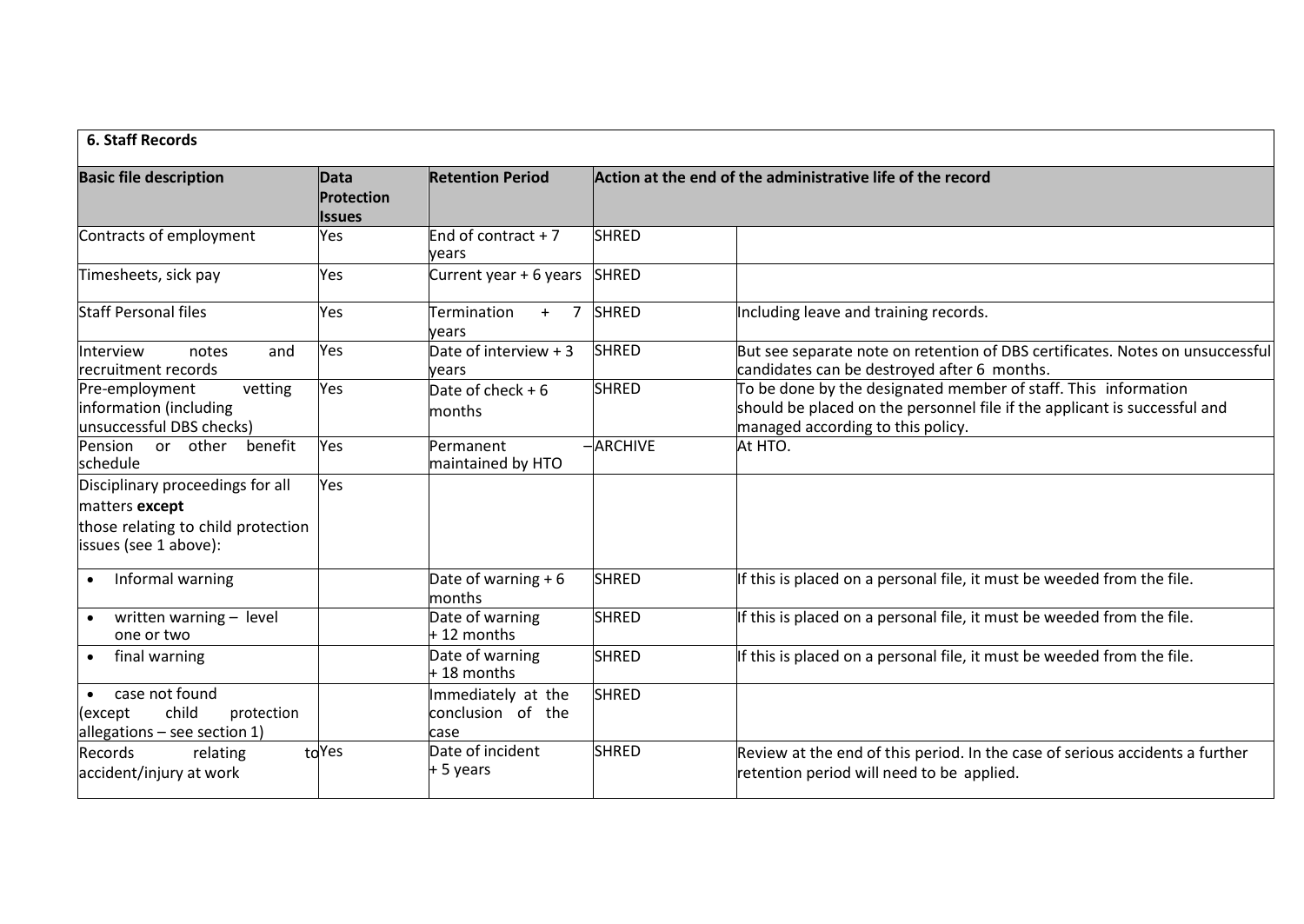## 6. Staff Records

| Basic file description | Data Protection Issues | Retention Period | Action at the end of the administrative life of the record | |
|---|---|---|---|---|
| Contracts of employment | Yes | End of contract + 7 years | SHRED | |
| Timesheets, sick pay | Yes | Current year + 6 years | SHRED | |
| Staff Personal files | Yes | Termination + 7 years | SHRED | Including leave and training records. |
| Interview notes and recruitment records | Yes | Date of interview + 3 years | SHRED | But see separate note on retention of DBS certificates. Notes on unsuccessful candidates can be destroyed after 6 months. |
| Pre-employment vetting information (including unsuccessful DBS checks) | Yes | Date of check + 6 months | SHRED | To be done by the designated member of staff. This information should be placed on the personnel file if the applicant is successful and managed according to this policy. |
| Pension or other benefit schedule | Yes | Permanent – maintained by HTO | ARCHIVE | At HTO. |
| Disciplinary proceedings for all matters **except** those relating to child protection issues (see 1 above): | Yes | | | |
| • Informal warning | | Date of warning + 6 months | SHRED | If this is placed on a personal file, it must be weeded from the file. |
| • written warning – level one or two | | Date of warning + 12 months | SHRED | If this is placed on a personal file, it must be weeded from the file. |
| • final warning | | Date of warning + 18 months | SHRED | If this is placed on a personal file, it must be weeded from the file. |
| • case not found (except child protection allegations – see section 1) | | Immediately at the conclusion of the case | SHRED | |
| Records relating to accident/injury at work | Yes | Date of incident + 5 years | SHRED | Review at the end of this period. In the case of serious accidents a further retention period will need to be applied. |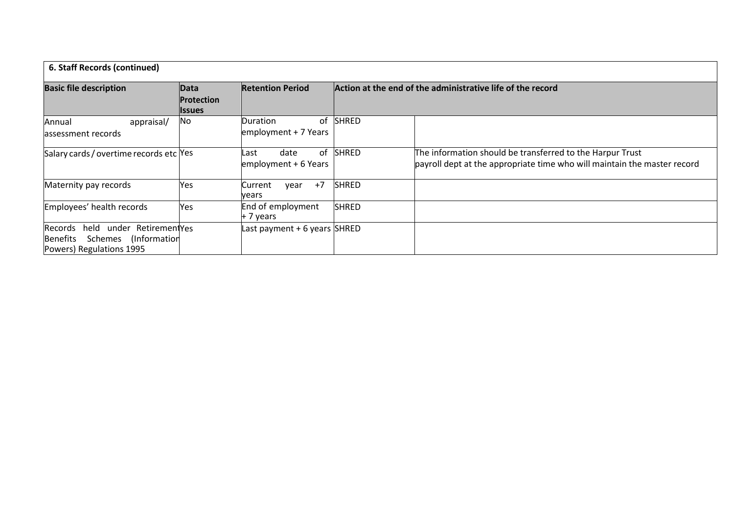| 6. Staff Records (continued) | | | | |
|---|---|---|---|---|
| **Basic file description** | **Data Protection Issues** | **Retention Period** | **Action at the end of the administrative life of the record** | |
| Annual appraisal/ assessment records | No | Duration of employment + 7 Years | SHRED | |
| Salary cards / overtime records etc | Yes | Last date of employment + 6 Years | SHRED | The information should be transferred to the Harpur Trust payroll dept at the appropriate time who will maintain the master record |
| Maternity pay records | Yes | Current year +7 years | SHRED | |
| Employees' health records | Yes | End of employment + 7 years | SHRED | |
| Records held under Retirement Benefits Schemes (Information Powers) Regulations 1995 | Yes | Last payment + 6 years | SHRED | |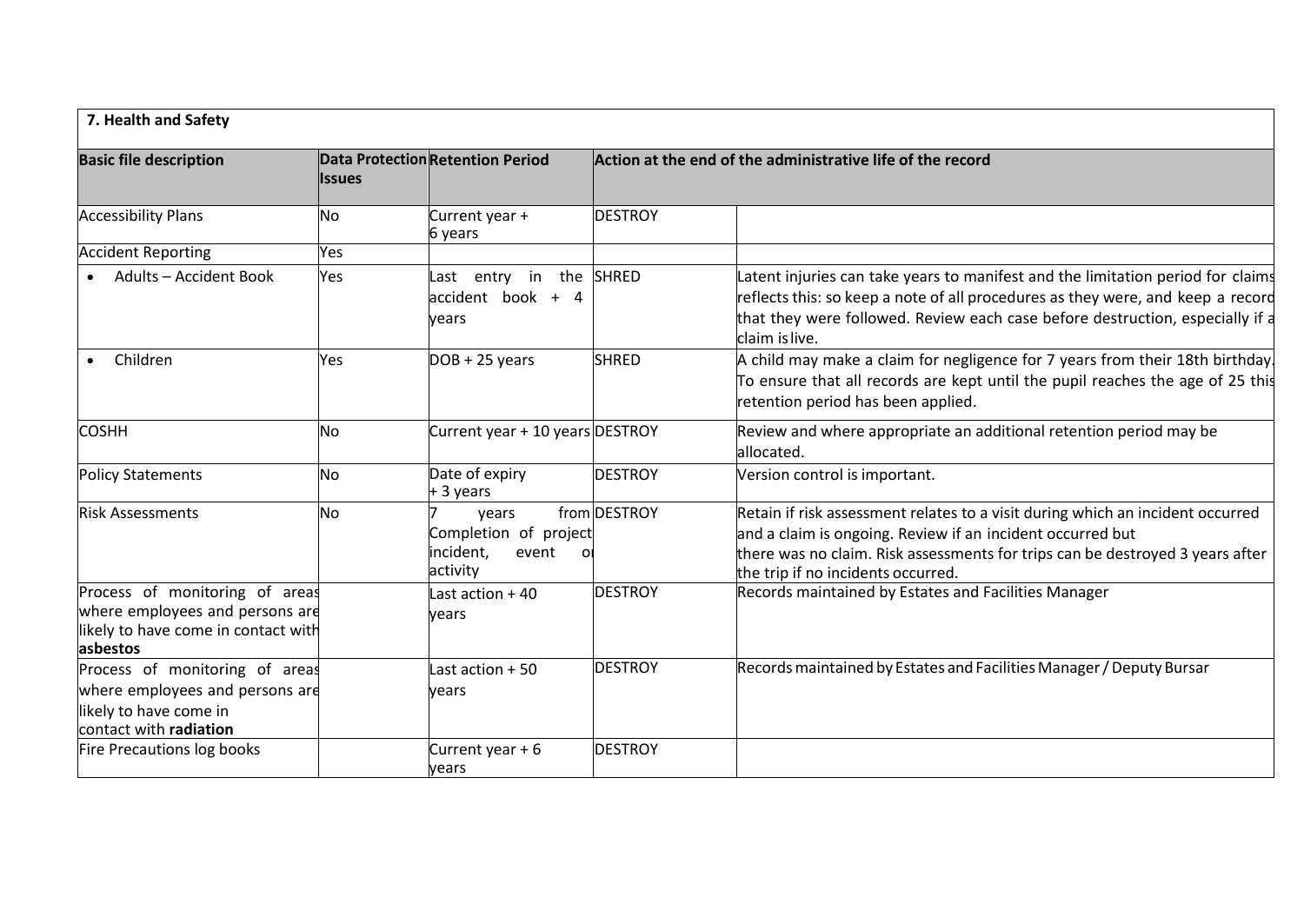## 7. Health and Safety

| Basic file description | Data Protection Issues | Retention Period | Action at the end of the administrative life of the record | |
|---|---|---|---|---|
| Accessibility Plans | No | Current year + 6 years | DESTROY | |
| Accident Reporting | Yes | | | |
| • Adults – Accident Book | Yes | Last entry in the accident book + 4 years | SHRED | Latent injuries can take years to manifest and the limitation period for claims reflects this: so keep a note of all procedures as they were, and keep a record that they were followed. Review each case before destruction, especially if a claim is live. |
| • Children | Yes | DOB + 25 years | SHRED | A child may make a claim for negligence for 7 years from their 18th birthday. To ensure that all records are kept until the pupil reaches the age of 25 this retention period has been applied. |
| COSHH | No | Current year + 10 years | DESTROY | Review and where appropriate an additional retention period may be allocated. |
| Policy Statements | No | Date of expiry + 3 years | DESTROY | Version control is important. |
| Risk Assessments | No | 7 years from Completion of project incident, event or activity | DESTROY | Retain if risk assessment relates to a visit during which an incident occurred and a claim is ongoing. Review if an incident occurred but there was no claim. Risk assessments for trips can be destroyed 3 years after the trip if no incidents occurred. |
| Process of monitoring of areas where employees and persons are likely to have come in contact with **asbestos** | | Last action + 40 years | DESTROY | Records maintained by Estates and Facilities Manager |
| Process of monitoring of areas where employees and persons are likely to have come in contact with **radiation** | | Last action + 50 years | DESTROY | Records maintained by Estates and Facilities Manager / Deputy Bursar |
| Fire Precautions log books | | Current year + 6 years | DESTROY | |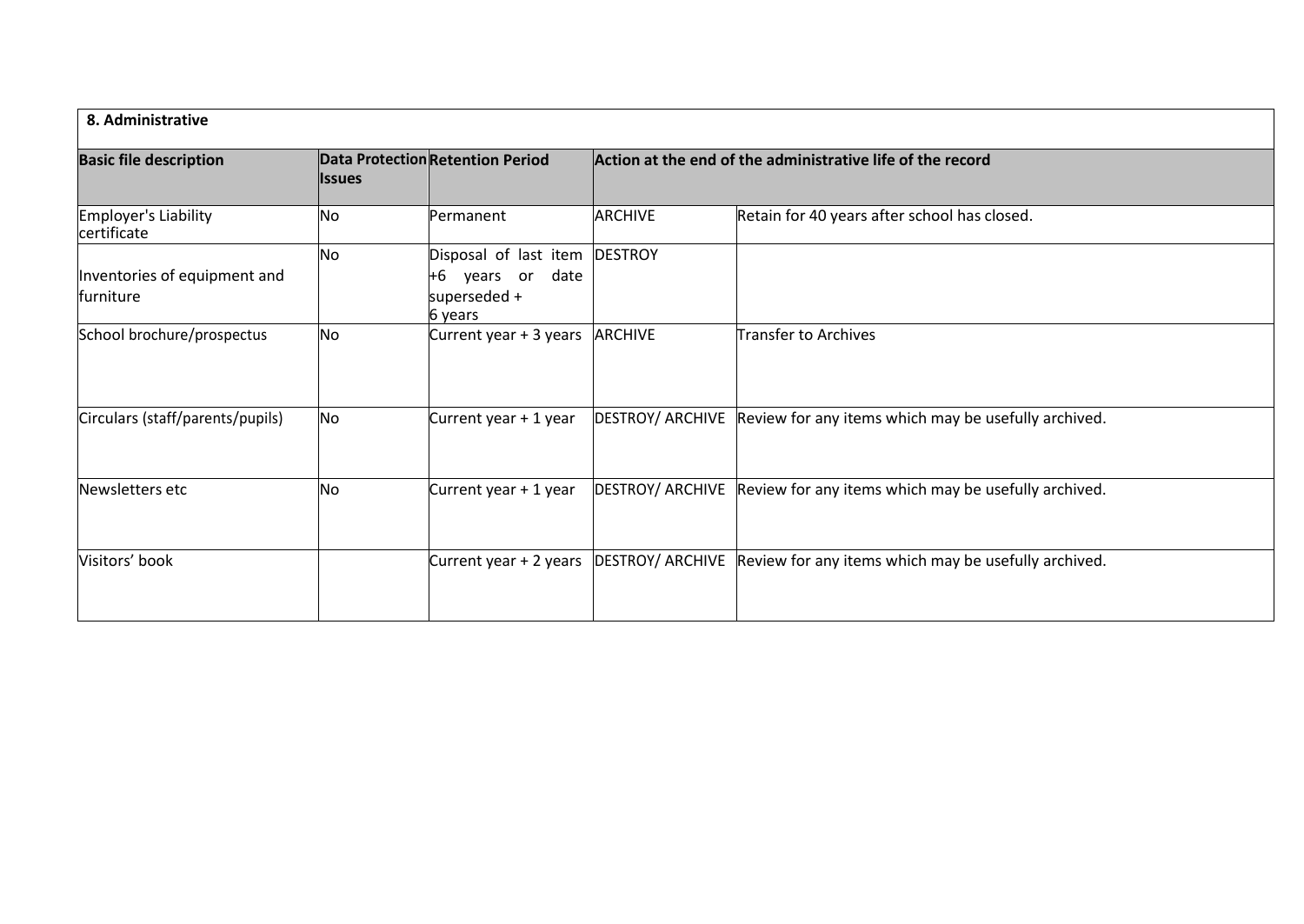| 8. Administrative | | | | |
|---|---|---|---|---|
| **Basic file description** | **Data Protection Issues** | **Retention Period** | **Action at the end of the administrative life of the record** | |
| Employer's Liability certificate | No | Permanent | ARCHIVE | Retain for 40 years after school has closed. |
| Inventories of equipment and furniture | No | Disposal of last item +6 years or date superseded + 6 years | DESTROY | |
| School brochure/prospectus | No | Current year + 3 years | ARCHIVE | Transfer to Archives |
| Circulars (staff/parents/pupils) | No | Current year + 1 year | DESTROY/ ARCHIVE | Review for any items which may be usefully archived. |
| Newsletters etc | No | Current year + 1 year | DESTROY/ ARCHIVE | Review for any items which may be usefully archived. |
| Visitors' book | | Current year + 2 years | DESTROY/ ARCHIVE | Review for any items which may be usefully archived. |